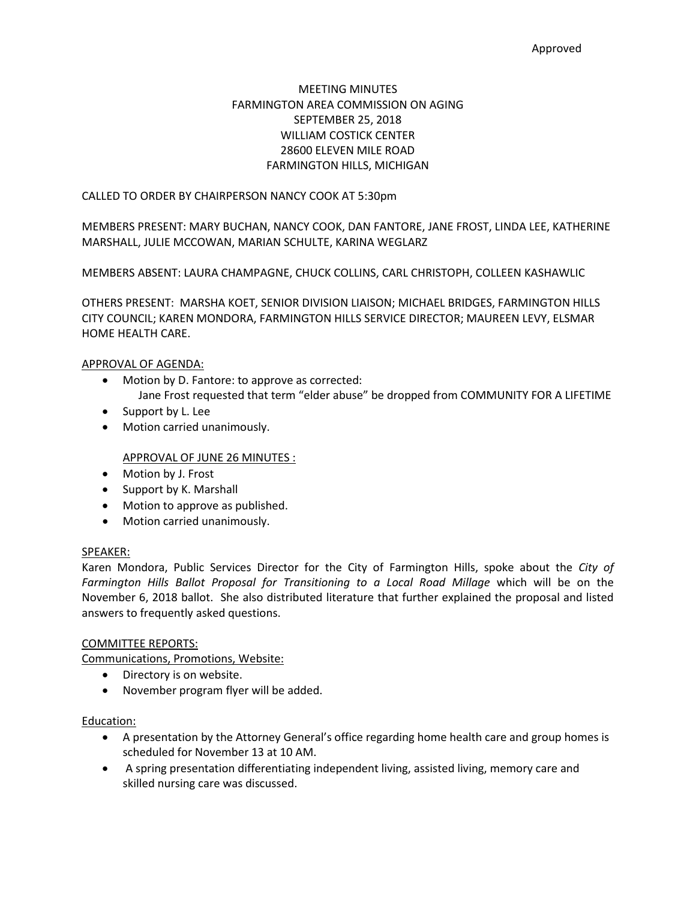Approved

MEETING MINUTES
FARMINGTON AREA COMMISSION ON AGING
SEPTEMBER 25, 2018
WILLIAM COSTICK CENTER
28600 ELEVEN MILE ROAD
FARMINGTON HILLS, MICHIGAN

CALLED TO ORDER BY CHAIRPERSON NANCY COOK AT 5:30pm

MEMBERS PRESENT: MARY BUCHAN, NANCY COOK, DAN FANTORE, JANE FROST, LINDA LEE, KATHERINE MARSHALL, JULIE MCCOWAN, MARIAN SCHULTE, KARINA WEGLARZ

MEMBERS ABSENT: LAURA CHAMPAGNE, CHUCK COLLINS, CARL CHRISTOPH, COLLEEN KASHAWLIC

OTHERS PRESENT: MARSHA KOET, SENIOR DIVISION LIAISON; MICHAEL BRIDGES, FARMINGTON HILLS CITY COUNCIL; KAREN MONDORA, FARMINGTON HILLS SERVICE DIRECTOR; MAUREEN LEVY, ELSMAR HOME HEALTH CARE.

<u>APPROVAL OF AGENDA:</u>

- Motion by D. Fantore: to approve as corrected:
  Jane Frost requested that term "elder abuse" be dropped from COMMUNITY FOR A LIFETIME
- Support by L. Lee
- Motion carried unanimously.

<u>APPROVAL OF JUNE 26 MINUTES :</u>

- Motion by J. Frost
- Support by K. Marshall
- Motion to approve as published.
- Motion carried unanimously.

<u>SPEAKER:</u>

Karen Mondora, Public Services Director for the City of Farmington Hills, spoke about the *City of Farmington Hills Ballot Proposal for Transitioning to a Local Road Millage* which will be on the November 6, 2018 ballot. She also distributed literature that further explained the proposal and listed answers to frequently asked questions.

<u>COMMITTEE REPORTS:</u>

<u>Communications, Promotions, Website:</u>

- Directory is on website.
- November program flyer will be added.

<u>Education:</u>

- A presentation by the Attorney General's office regarding home health care and group homes is scheduled for November 13 at 10 AM.
- A spring presentation differentiating independent living, assisted living, memory care and skilled nursing care was discussed.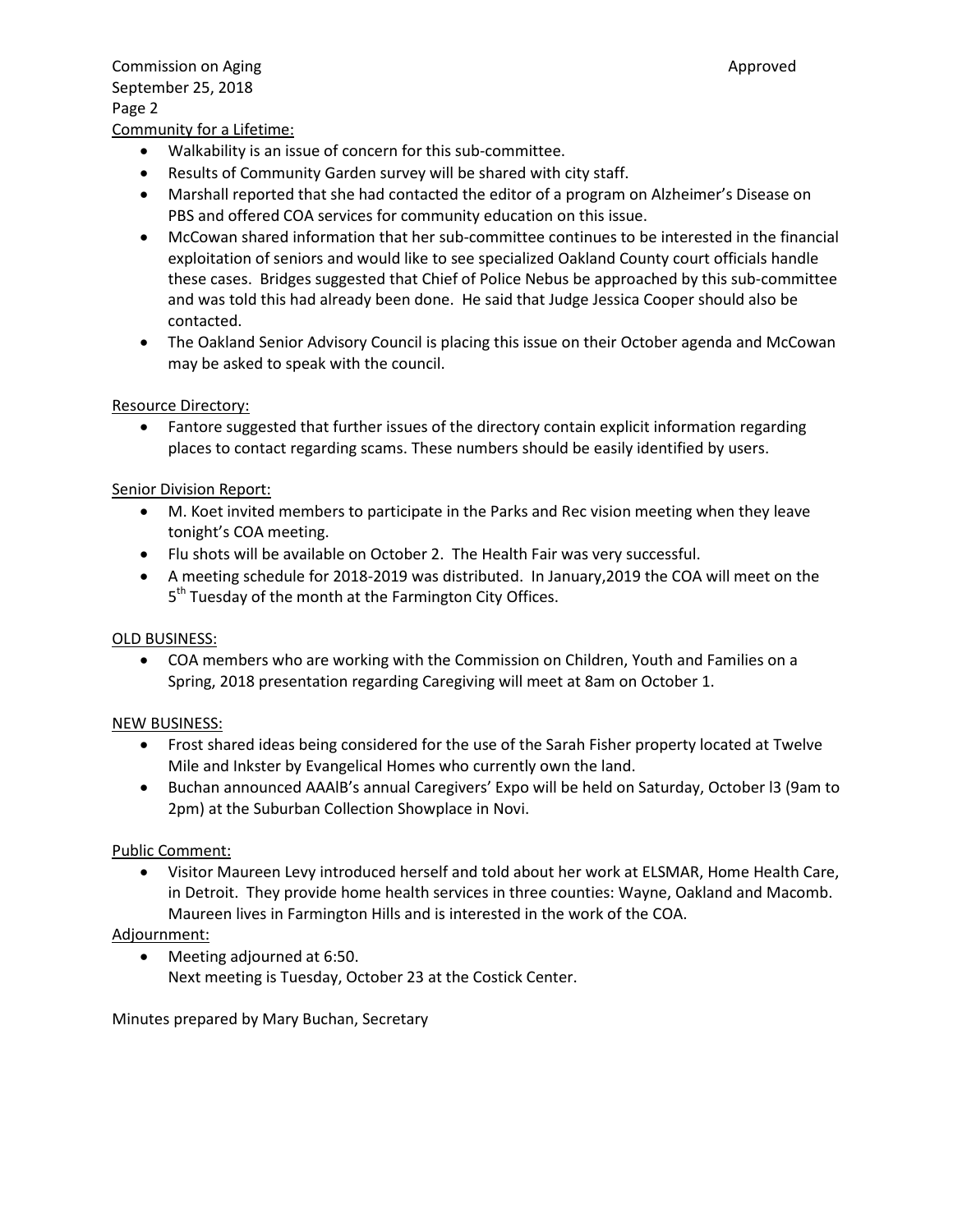Community for a Lifetime:

- Walkability is an issue of concern for this sub-committee.
- Results of Community Garden survey will be shared with city staff.
- Marshall reported that she had contacted the editor of a program on Alzheimer's Disease on PBS and offered COA services for community education on this issue.
- McCowan shared information that her sub-committee continues to be interested in the financial exploitation of seniors and would like to see specialized Oakland County court officials handle these cases. Bridges suggested that Chief of Police Nebus be approached by this sub-committee and was told this had already been done. He said that Judge Jessica Cooper should also be contacted.
- The Oakland Senior Advisory Council is placing this issue on their October agenda and McCowan may be asked to speak with the council.

Resource Directory:

- Fantore suggested that further issues of the directory contain explicit information regarding places to contact regarding scams. These numbers should be easily identified by users.

Senior Division Report:

- M. Koet invited members to participate in the Parks and Rec vision meeting when they leave tonight's COA meeting.
- Flu shots will be available on October 2. The Health Fair was very successful.
- A meeting schedule for 2018-2019 was distributed. In January,2019 the COA will meet on the 5th Tuesday of the month at the Farmington City Offices.

OLD BUSINESS:

- COA members who are working with the Commission on Children, Youth and Families on a Spring, 2018 presentation regarding Caregiving will meet at 8am on October 1.

NEW BUSINESS:

- Frost shared ideas being considered for the use of the Sarah Fisher property located at Twelve Mile and Inkster by Evangelical Homes who currently own the land.
- Buchan announced AAAlB's annual Caregivers' Expo will be held on Saturday, October l3 (9am to 2pm) at the Suburban Collection Showplace in Novi.

Public Comment:

- Visitor Maureen Levy introduced herself and told about her work at ELSMAR, Home Health Care, in Detroit. They provide home health services in three counties: Wayne, Oakland and Macomb. Maureen lives in Farmington Hills and is interested in the work of the COA.

Adjournment:

- Meeting adjourned at 6:50.
  Next meeting is Tuesday, October 23 at the Costick Center.

Minutes prepared by Mary Buchan, Secretary